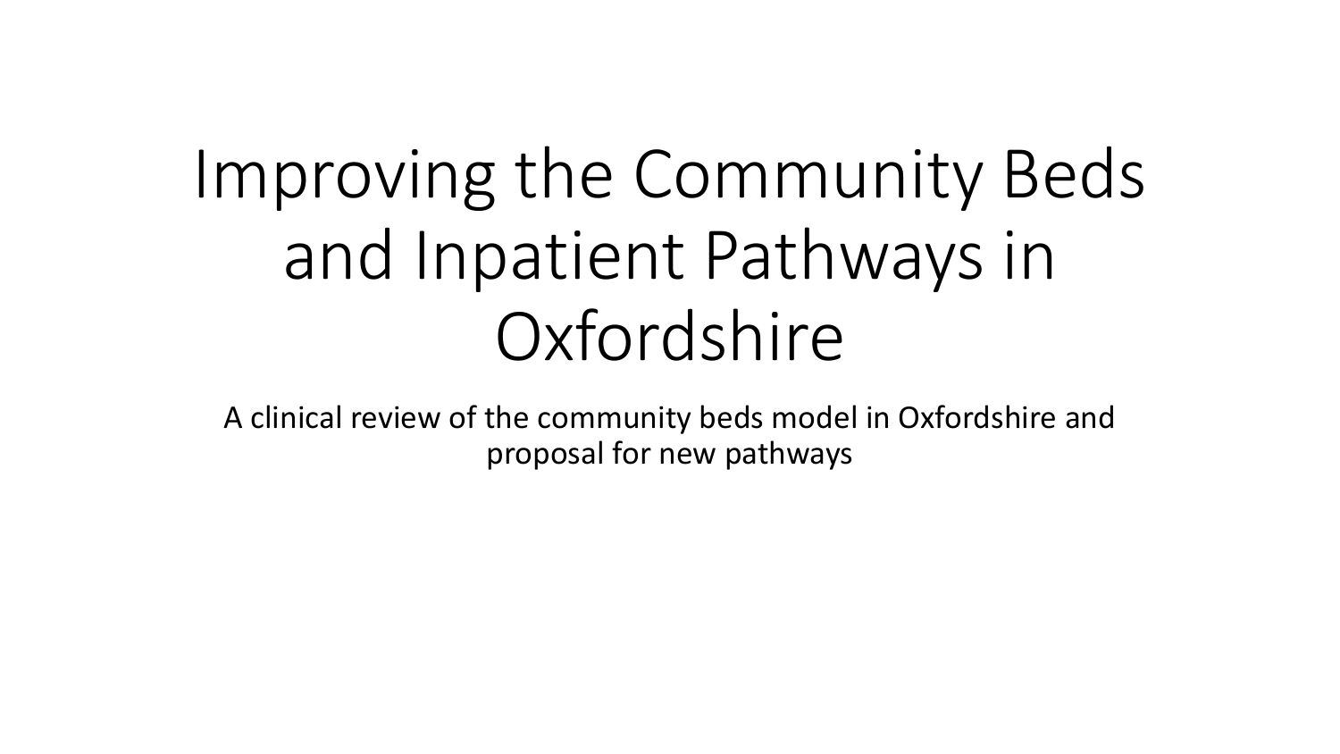# Improving the Community Beds and Inpatient Pathways in Oxfordshire

A clinical review of the community beds model in Oxfordshire and proposal for new pathways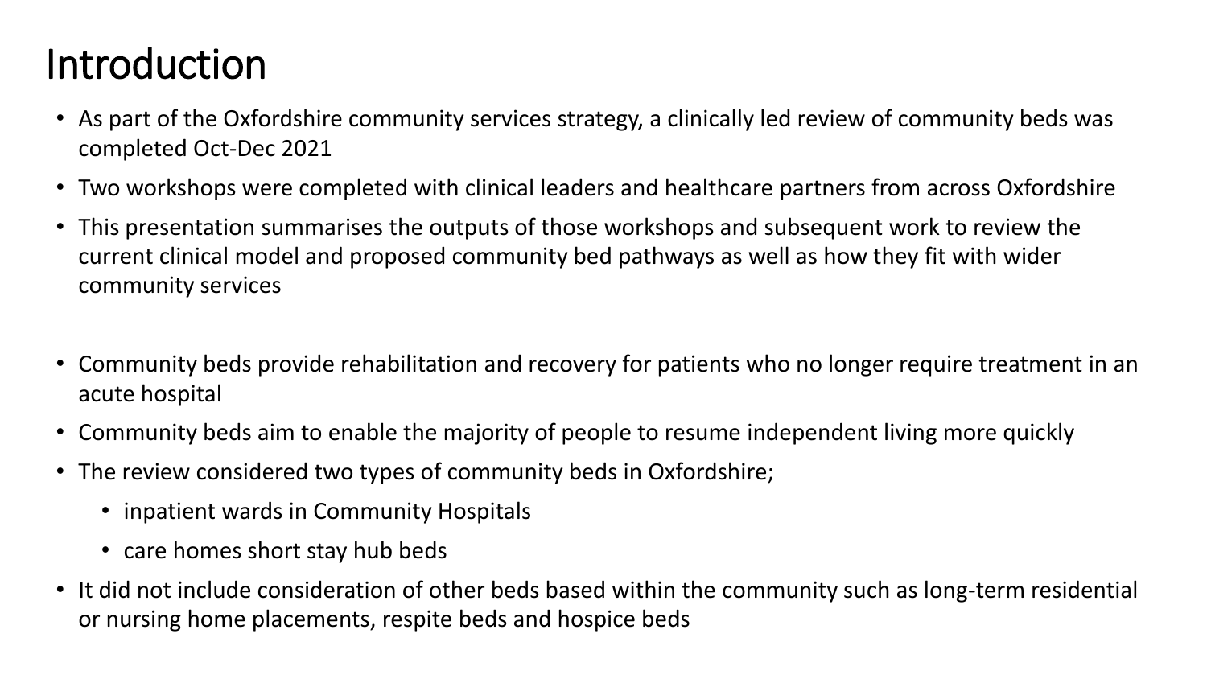# Introduction

- As part of the Oxfordshire community services strategy, a clinically led review of community beds was completed Oct-Dec 2021
- Two workshops were completed with clinical leaders and healthcare partners from across Oxfordshire
- This presentation summarises the outputs of those workshops and subsequent work to review the current clinical model and proposed community bed pathways as well as how they fit with wider community services

- Community beds provide rehabilitation and recovery for patients who no longer require treatment in an acute hospital
- Community beds aim to enable the majority of people to resume independent living more quickly
- The review considered two types of community beds in Oxfordshire;
  - inpatient wards in Community Hospitals
  - care homes short stay hub beds
- It did not include consideration of other beds based within the community such as long-term residential or nursing home placements, respite beds and hospice beds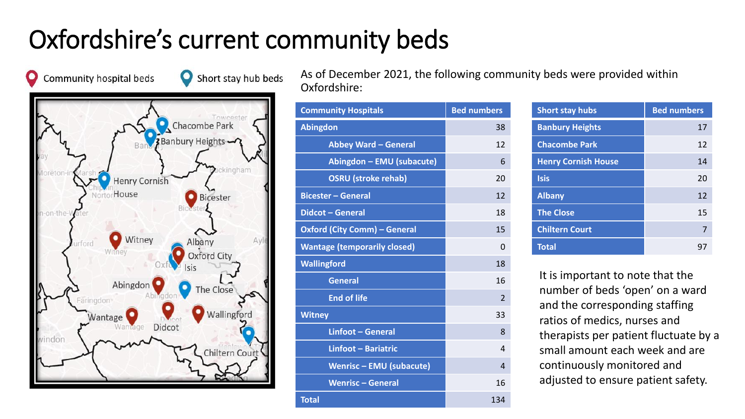# Oxfordshire's current community beds

Community hospital beds    Short stay hub beds

As of December 2021, the following community beds were provided within Oxfordshire:

| Community Hospitals | Bed numbers |
|---|---|
| Abingdon | 38 |
| Abbey Ward – General | 12 |
| Abingdon – EMU (subacute) | 6 |
| OSRU (stroke rehab) | 20 |
| Bicester – General | 12 |
| Didcot – General | 18 |
| Oxford (City Comm) – General | 15 |
| Wantage (temporarily closed) | 0 |
| Wallingford | 18 |
| General | 16 |
| End of life | 2 |
| Witney | 33 |
| Linfoot – General | 8 |
| Linfoot – Bariatric | 4 |
| Wenrisc – EMU (subacute) | 4 |
| Wenrisc – General | 16 |
| Total | 134 |

| Short stay hubs | Bed numbers |
|---|---|
| Banbury Heights | 17 |
| Chacombe Park | 12 |
| Henry Cornish House | 14 |
| Isis | 20 |
| Albany | 12 |
| The Close | 15 |
| Chiltern Court | 7 |
| Total | 97 |

It is important to note that the number of beds 'open' on a ward and the corresponding staffing ratios of medics, nurses and therapists per patient fluctuate by a small amount each week and are continuously monitored and adjusted to ensure patient safety.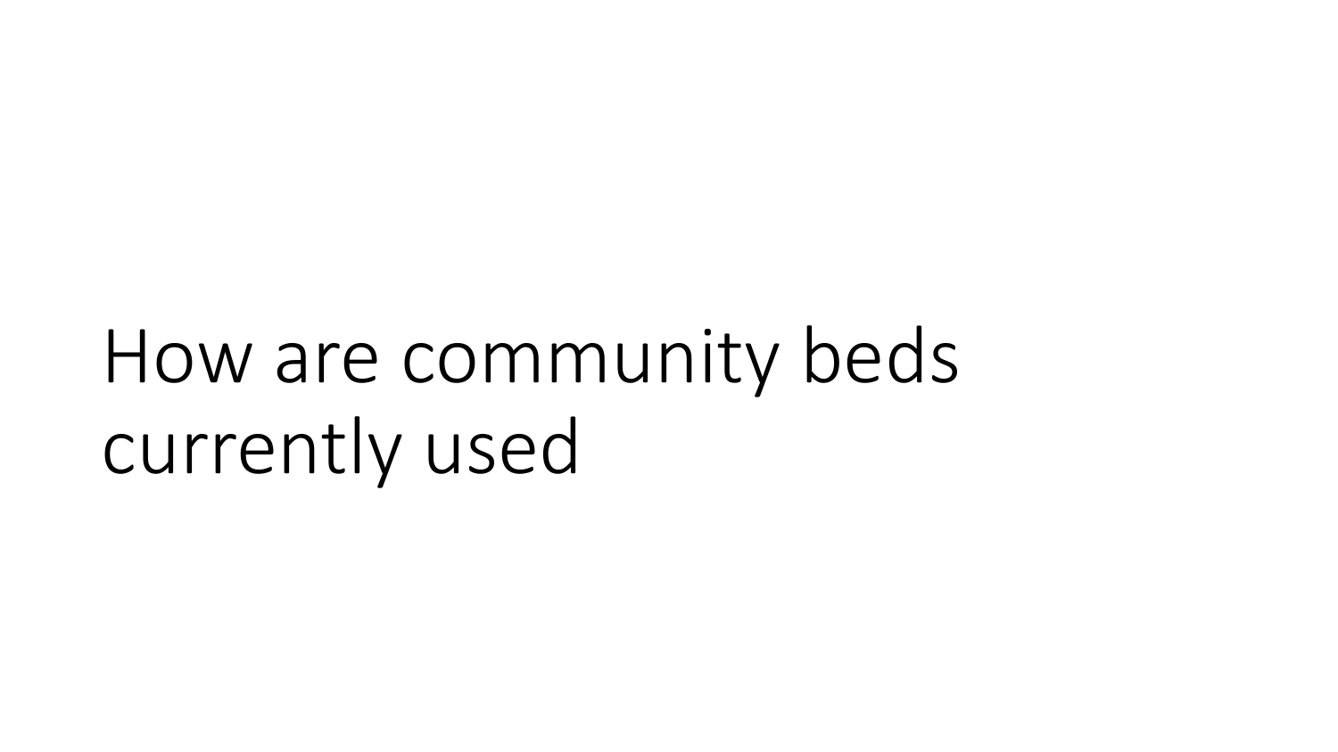# How are community beds currently used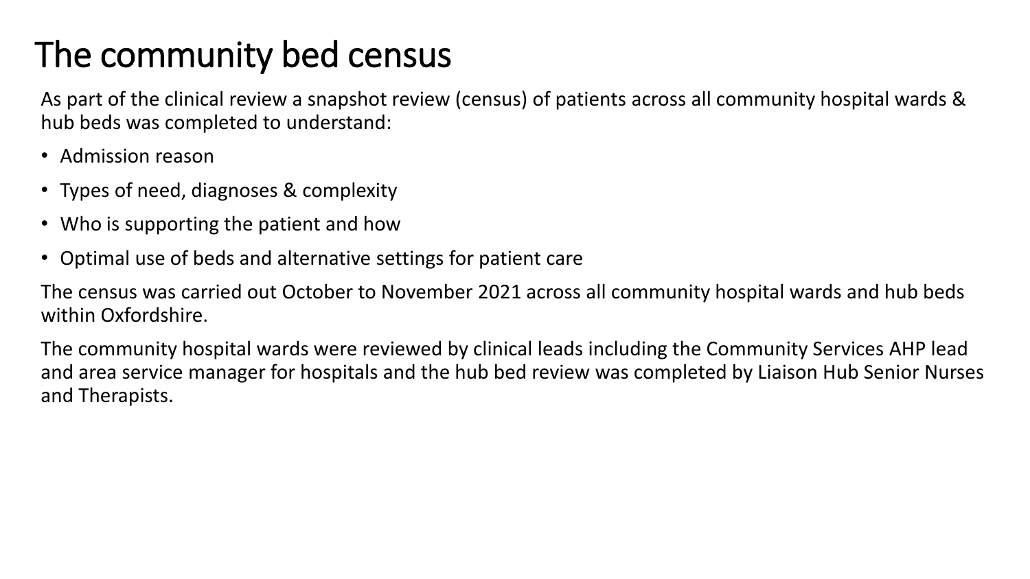# The community bed census

As part of the clinical review a snapshot review (census) of patients across all community hospital wards & hub beds was completed to understand:

- Admission reason
- Types of need, diagnoses & complexity
- Who is supporting the patient and how
- Optimal use of beds and alternative settings for patient care

The census was carried out October to November 2021 across all community hospital wards and hub beds within Oxfordshire.

The community hospital wards were reviewed by clinical leads including the Community Services AHP lead and area service manager for hospitals and the hub bed review was completed by Liaison Hub Senior Nurses and Therapists.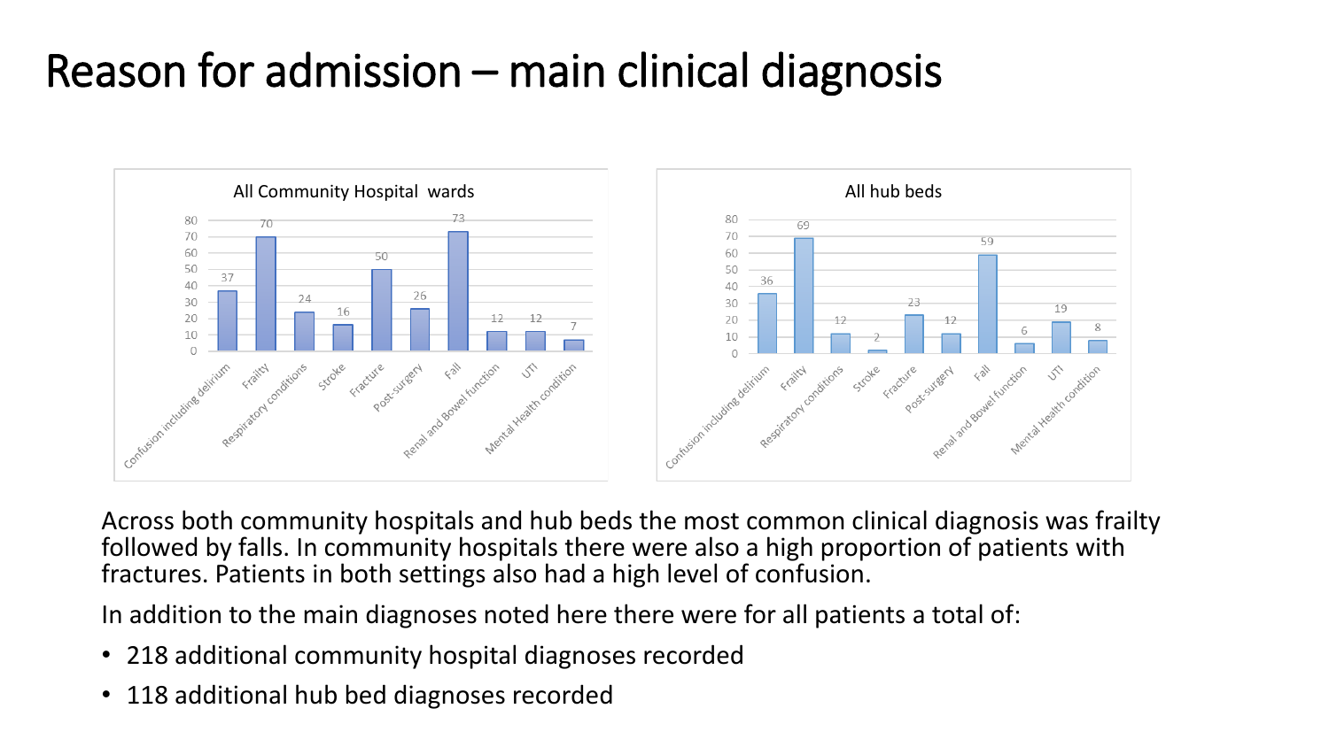# Reason for admission – main clinical diagnosis

**All Community Hospital wards**

| Diagnosis | Count |
|---|---|
| Confusion including delirium | 37 |
| Frailty | 70 |
| Respiratory conditions | 24 |
| Stroke | 16 |
| Fracture | 50 |
| Post-surgery | 26 |
| Fall | 73 |
| Renal and Bowel function | 12 |
| UTI | 12 |
| Mental Health condition | 7 |

**All hub beds**

| Diagnosis | Count |
|---|---|
| Confusion including delirium | 36 |
| Frailty | 69 |
| Respiratory conditions | 12 |
| Stroke | 2 |
| Fracture | 23 |
| Post-surgery | 12 |
| Fall | 59 |
| Renal and Bowel function | 6 |
| UTI | 19 |
| Mental Health condition | 8 |

Across both community hospitals and hub beds the most common clinical diagnosis was frailty followed by falls. In community hospitals there were also a high proportion of patients with fractures. Patients in both settings also had a high level of confusion.

In addition to the main diagnoses noted here there were for all patients a total of:

- 218 additional community hospital diagnoses recorded
- 118 additional hub bed diagnoses recorded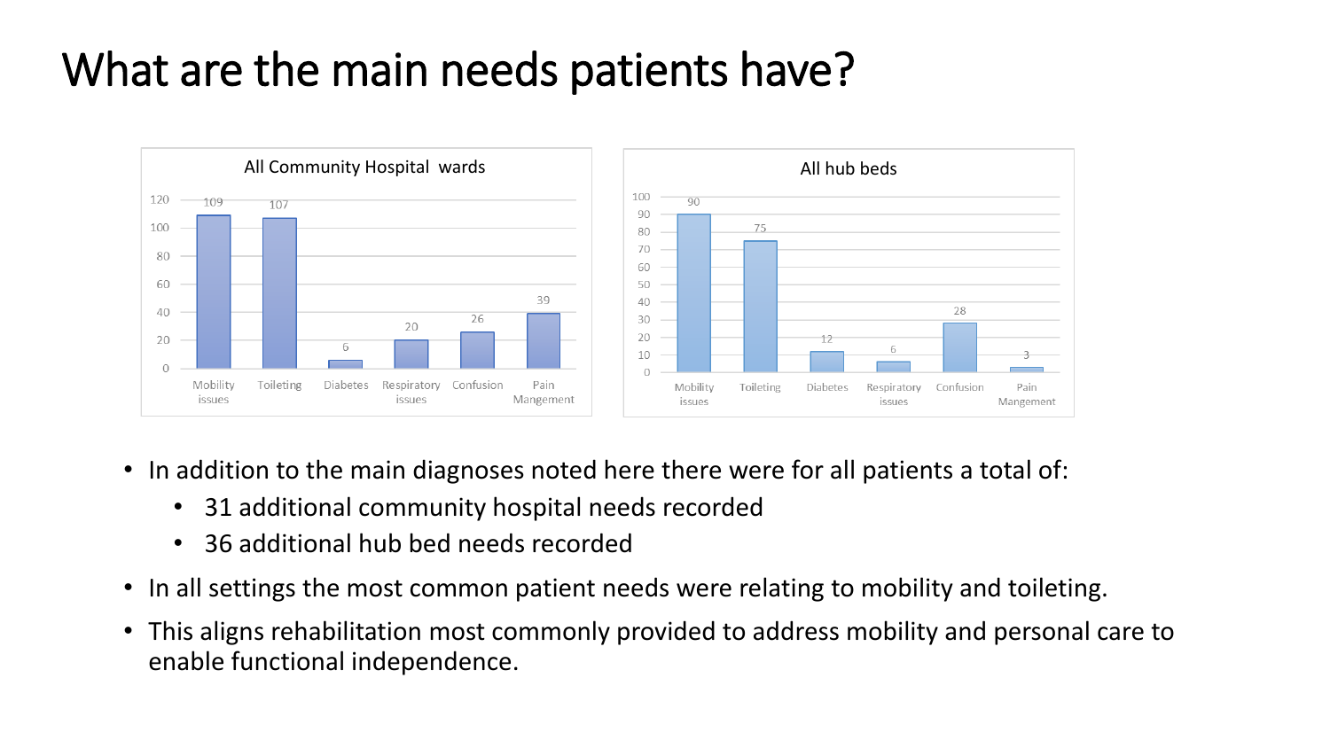# What are the main needs patients have?

**All Community Hospital wards**

| Need | Count |
| --- | --- |
| Mobility issues | 109 |
| Toileting | 107 |
| Diabetes | 6 |
| Respiratory issues | 20 |
| Confusion | 26 |
| Pain Mangement | 39 |

**All hub beds**

| Need | Count |
| --- | --- |
| Mobility issues | 90 |
| Toileting | 75 |
| Diabetes | 12 |
| Respiratory issues | 6 |
| Confusion | 28 |
| Pain Mangement | 3 |

- In addition to the main diagnoses noted here there were for all patients a total of:
  - 31 additional community hospital needs recorded
  - 36 additional hub bed needs recorded
- In all settings the most common patient needs were relating to mobility and toileting.
- This aligns rehabilitation most commonly provided to address mobility and personal care to enable functional independence.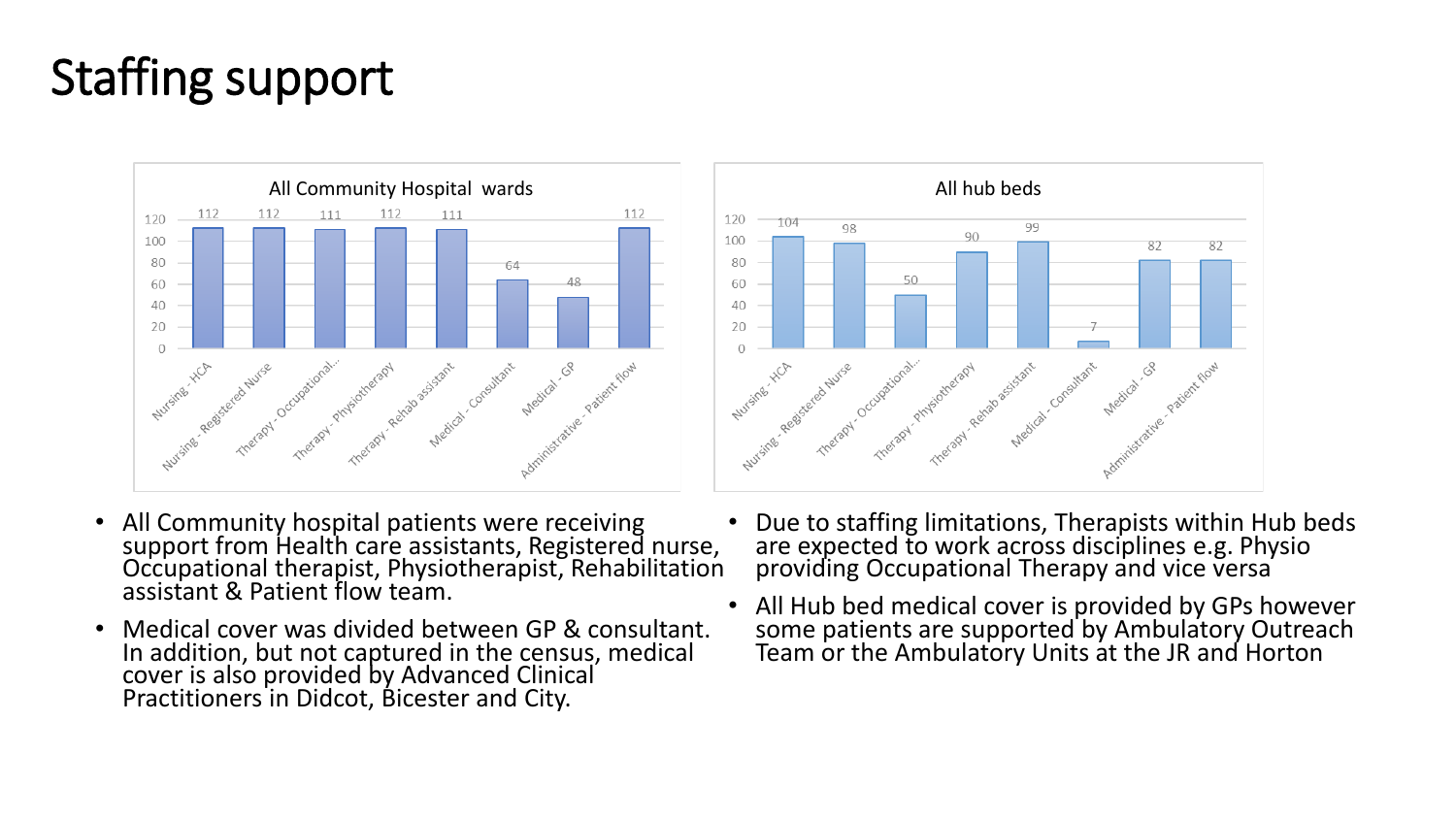# Staffing support

**All Community Hospital wards**

| Category | Value |
|---|---|
| Nursing - HCA | 112 |
| Nursing - Registered Nurse | 112 |
| Therapy - Occupational... | 111 |
| Therapy - Physiotherapy | 112 |
| Therapy - Rehab assistant | 111 |
| Medical - Consultant | 64 |
| Medical - GP | 48 |
| Administrative - Patient flow | 112 |

**All hub beds**

| Category | Value |
|---|---|
| Nursing - HCA | 104 |
| Nursing - Registered Nurse | 98 |
| Therapy - Occupational... | 50 |
| Therapy - Physiotherapy | 90 |
| Therapy - Rehab assistant | 99 |
| Medical - Consultant | 7 |
| Medical - GP | 82 |
| Administrative - Patient flow | 82 |

- All Community hospital patients were receiving support from Health care assistants, Registered nurse, Occupational therapist, Physiotherapist, Rehabilitation assistant & Patient flow team.
- Medical cover was divided between GP & consultant. In addition, but not captured in the census, medical cover is also provided by Advanced Clinical Practitioners in Didcot, Bicester and City.
- Due to staffing limitations, Therapists within Hub beds are expected to work across disciplines e.g. Physio providing Occupational Therapy and vice versa
- All Hub bed medical cover is provided by GPs however some patients are supported by Ambulatory Outreach Team or the Ambulatory Units at the JR and Horton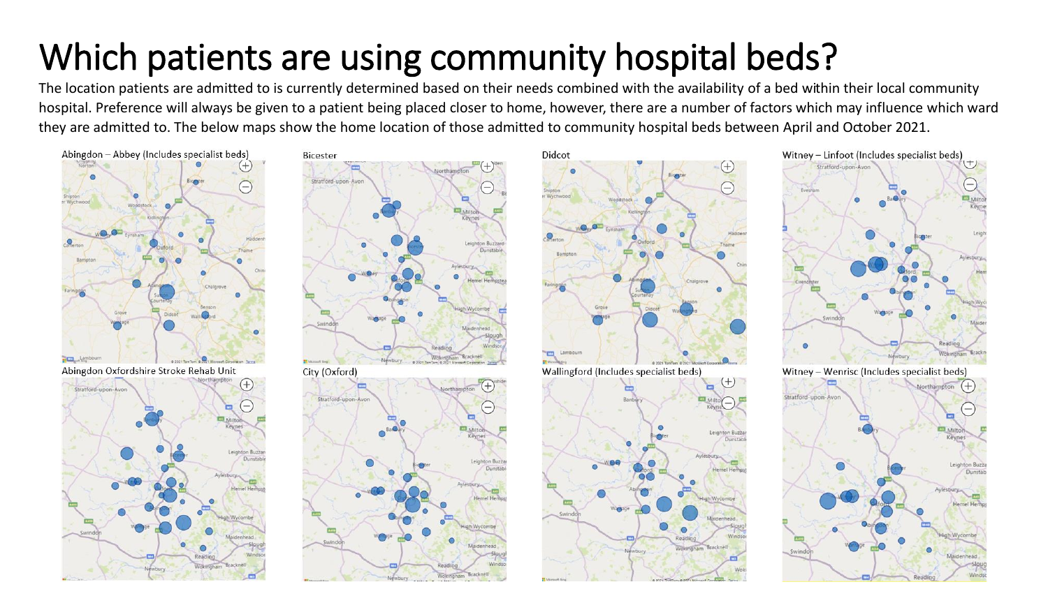# Which patients are using community hospital beds?

The location patients are admitted to is currently determined based on their needs combined with the availability of a bed within their local community hospital. Preference will always be given to a patient being placed closer to home, however, there are a number of factors which may influence which ward they are admitted to. The below maps show the home location of those admitted to community hospital beds between April and October 2021.

Abingdon – Abbey (Includes specialist beds)

Bicester

Didcot

Witney – Linfoot (Includes specialist beds)

Abingdon Oxfordshire Stroke Rehab Unit

City (Oxford)

Wallingford (Includes specialist beds)

Witney – Wenrisc (Includes specialist beds)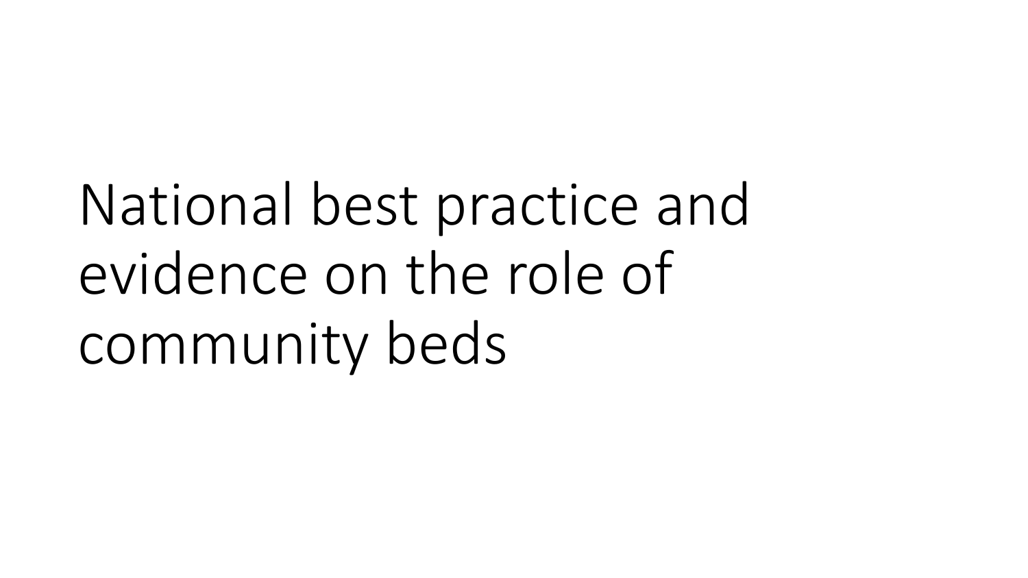# National best practice and evidence on the role of community beds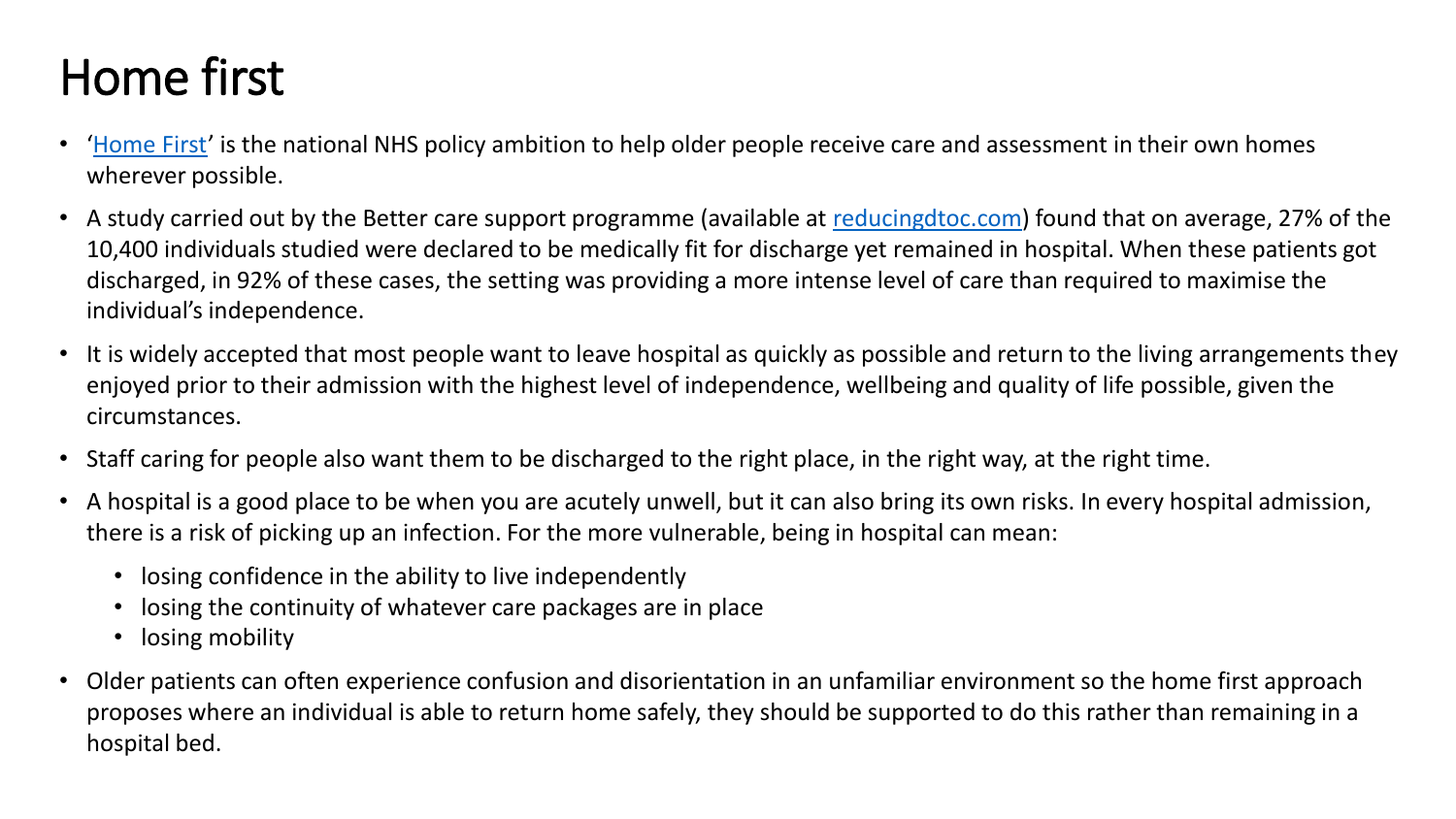# Home first

- '[Home First](Home First)' is the national NHS policy ambition to help older people receive care and assessment in their own homes wherever possible.
- A study carried out by the Better care support programme (available at [reducingdtoc.com](reducingdtoc.com)) found that on average, 27% of the 10,400 individuals studied were declared to be medically fit for discharge yet remained in hospital. When these patients got discharged, in 92% of these cases, the setting was providing a more intense level of care than required to maximise the individual's independence.
- It is widely accepted that most people want to leave hospital as quickly as possible and return to the living arrangements they enjoyed prior to their admission with the highest level of independence, wellbeing and quality of life possible, given the circumstances.
- Staff caring for people also want them to be discharged to the right place, in the right way, at the right time.
- A hospital is a good place to be when you are acutely unwell, but it can also bring its own risks. In every hospital admission, there is a risk of picking up an infection. For the more vulnerable, being in hospital can mean:
  - losing confidence in the ability to live independently
  - losing the continuity of whatever care packages are in place
  - losing mobility
- Older patients can often experience confusion and disorientation in an unfamiliar environment so the home first approach proposes where an individual is able to return home safely, they should be supported to do this rather than remaining in a hospital bed.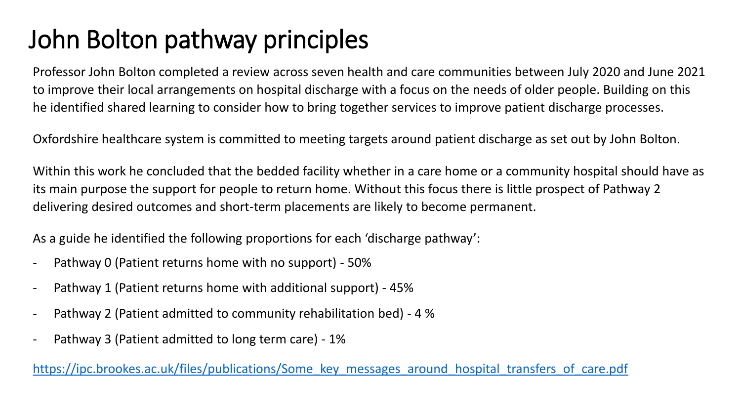# John Bolton pathway principles

Professor John Bolton completed a review across seven health and care communities between July 2020 and June 2021 to improve their local arrangements on hospital discharge with a focus on the needs of older people. Building on this he identified shared learning to consider how to bring together services to improve patient discharge processes.

Oxfordshire healthcare system is committed to meeting targets around patient discharge as set out by John Bolton.

Within this work he concluded that the bedded facility whether in a care home or a community hospital should have as its main purpose the support for people to return home. Without this focus there is little prospect of Pathway 2 delivering desired outcomes and short-term placements are likely to become permanent.

As a guide he identified the following proportions for each 'discharge pathway':

- Pathway 0 (Patient returns home with no support) - 50%
- Pathway 1 (Patient returns home with additional support) - 45%
- Pathway 2 (Patient admitted to community rehabilitation bed) - 4 %
- Pathway 3 (Patient admitted to long term care) - 1%

https://ipc.brookes.ac.uk/files/publications/Some_key_messages_around_hospital_transfers_of_care.pdf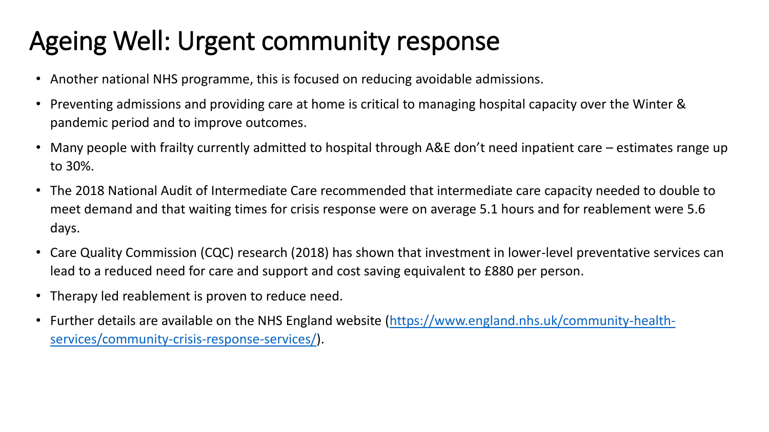# Ageing Well: Urgent community response

- Another national NHS programme, this is focused on reducing avoidable admissions.
- Preventing admissions and providing care at home is critical to managing hospital capacity over the Winter & pandemic period and to improve outcomes.
- Many people with frailty currently admitted to hospital through A&E don't need inpatient care – estimates range up to 30%.
- The 2018 National Audit of Intermediate Care recommended that intermediate care capacity needed to double to meet demand and that waiting times for crisis response were on average 5.1 hours and for reablement were 5.6 days.
- Care Quality Commission (CQC) research (2018) has shown that investment in lower-level preventative services can lead to a reduced need for care and support and cost saving equivalent to £880 per person.
- Therapy led reablement is proven to reduce need.
- Further details are available on the NHS England website ([https://www.england.nhs.uk/community-health-services/community-crisis-response-services/](https://www.england.nhs.uk/community-health-services/community-crisis-response-services/)).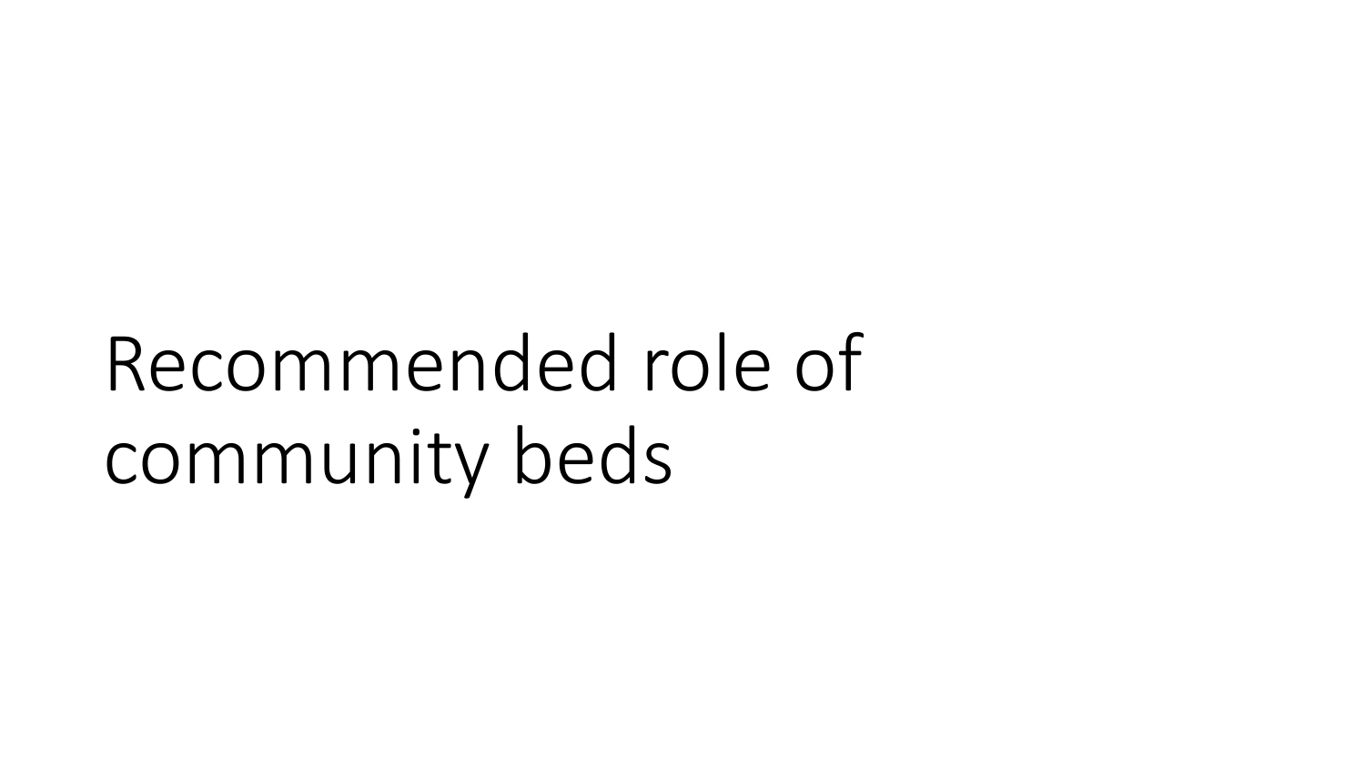# Recommended role of community beds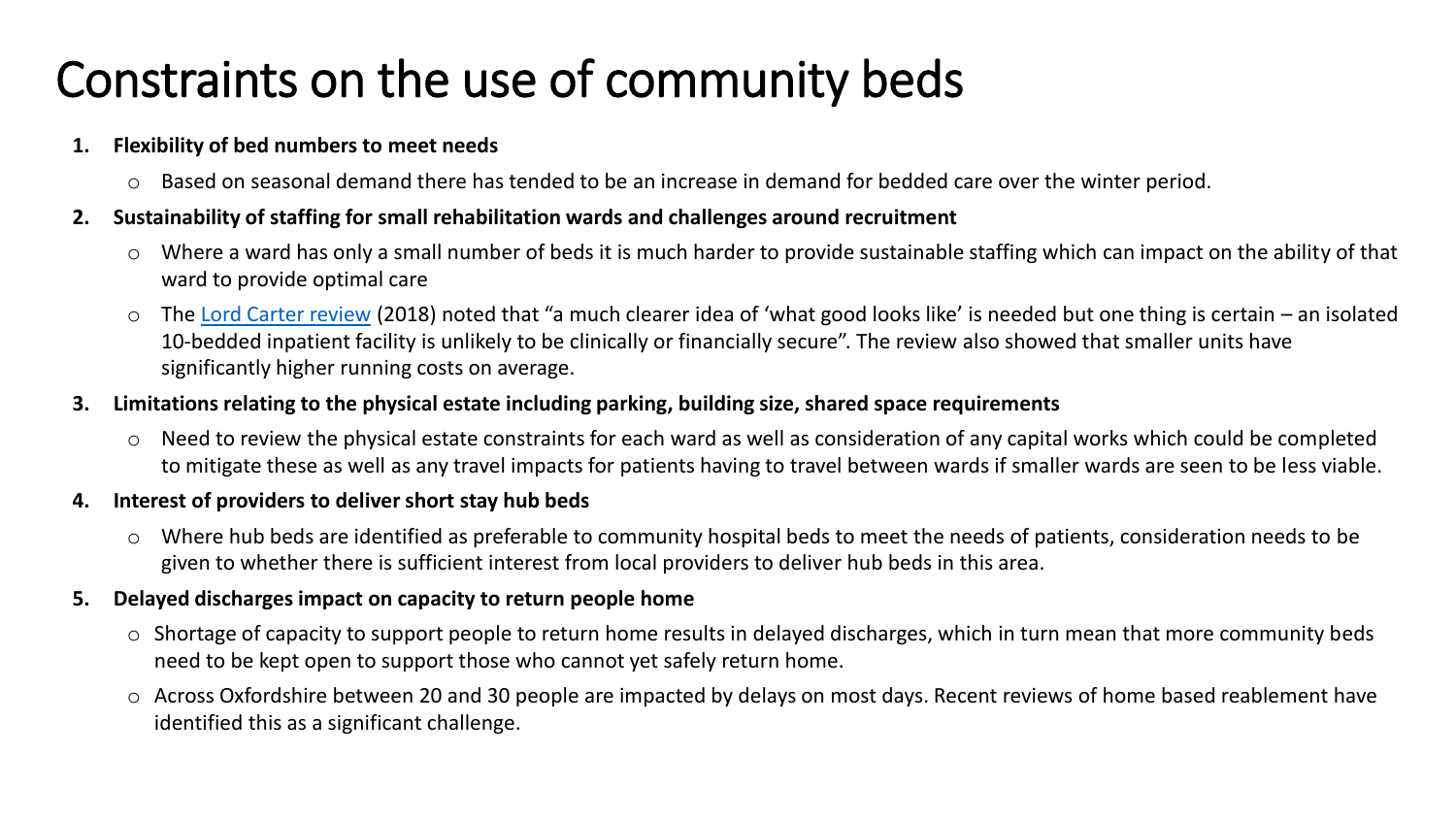# Constraints on the use of community beds

1. **Flexibility of bed numbers to meet needs**
   - Based on seasonal demand there has tended to be an increase in demand for bedded care over the winter period.
2. **Sustainability of staffing for small rehabilitation wards and challenges around recruitment**
   - Where a ward has only a small number of beds it is much harder to provide sustainable staffing which can impact on the ability of that ward to provide optimal care
   - The Lord Carter review (2018) noted that "a much clearer idea of 'what good looks like' is needed but one thing is certain – an isolated 10-bedded inpatient facility is unlikely to be clinically or financially secure". The review also showed that smaller units have significantly higher running costs on average.
3. **Limitations relating to the physical estate including parking, building size, shared space requirements**
   - Need to review the physical estate constraints for each ward as well as consideration of any capital works which could be completed to mitigate these as well as any travel impacts for patients having to travel between wards if smaller wards are seen to be less viable.
4. **Interest of providers to deliver short stay hub beds**
   - Where hub beds are identified as preferable to community hospital beds to meet the needs of patients, consideration needs to be given to whether there is sufficient interest from local providers to deliver hub beds in this area.
5. **Delayed discharges impact on capacity to return people home**
   - Shortage of capacity to support people to return home results in delayed discharges, which in turn mean that more community beds need to be kept open to support those who cannot yet safely return home.
   - Across Oxfordshire between 20 and 30 people are impacted by delays on most days. Recent reviews of home based reablement have identified this as a significant challenge.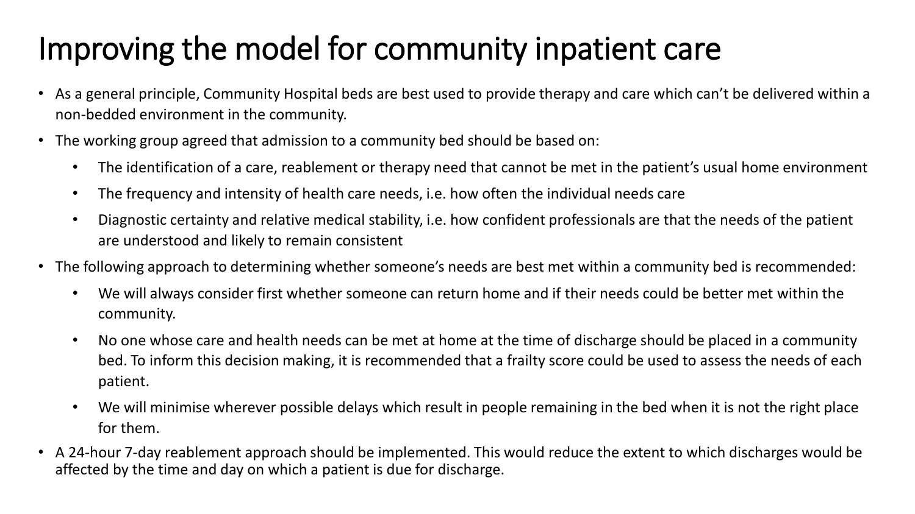# Improving the model for community inpatient care

- As a general principle, Community Hospital beds are best used to provide therapy and care which can't be delivered within a non-bedded environment in the community.
- The working group agreed that admission to a community bed should be based on:
  - The identification of a care, reablement or therapy need that cannot be met in the patient's usual home environment
  - The frequency and intensity of health care needs, i.e. how often the individual needs care
  - Diagnostic certainty and relative medical stability, i.e. how confident professionals are that the needs of the patient are understood and likely to remain consistent
- The following approach to determining whether someone's needs are best met within a community bed is recommended:
  - We will always consider first whether someone can return home and if their needs could be better met within the community.
  - No one whose care and health needs can be met at home at the time of discharge should be placed in a community bed. To inform this decision making, it is recommended that a frailty score could be used to assess the needs of each patient.
  - We will minimise wherever possible delays which result in people remaining in the bed when it is not the right place for them.
- A 24-hour 7-day reablement approach should be implemented. This would reduce the extent to which discharges would be affected by the time and day on which a patient is due for discharge.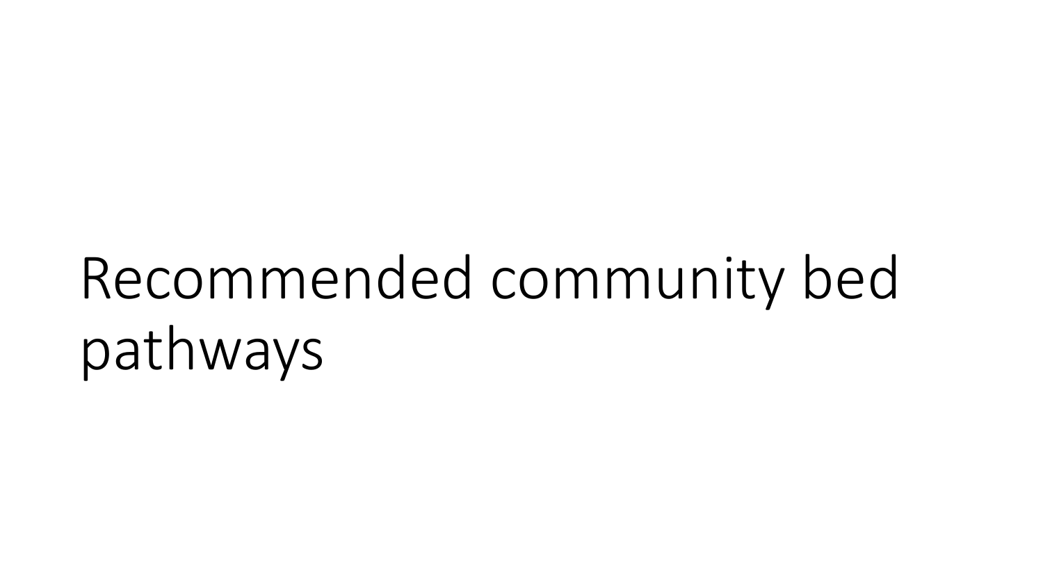# Recommended community bed pathways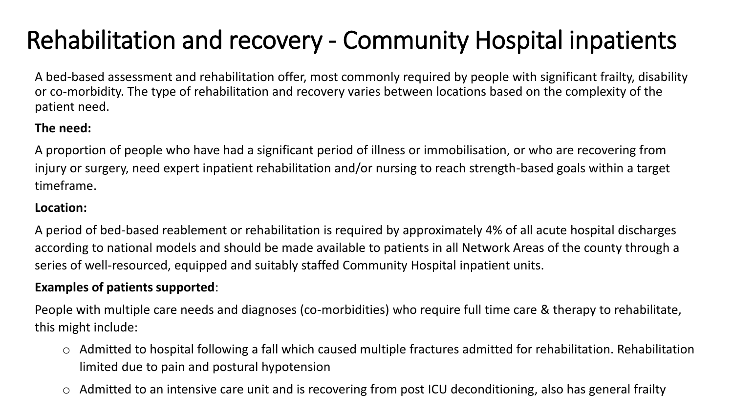# Rehabilitation and recovery - Community Hospital inpatients

A bed-based assessment and rehabilitation offer, most commonly required by people with significant frailty, disability or co-morbidity. The type of rehabilitation and recovery varies between locations based on the complexity of the patient need.

**The need:**

A proportion of people who have had a significant period of illness or immobilisation, or who are recovering from injury or surgery, need expert inpatient rehabilitation and/or nursing to reach strength-based goals within a target timeframe.

**Location:**

A period of bed-based reablement or rehabilitation is required by approximately 4% of all acute hospital discharges according to national models and should be made available to patients in all Network Areas of the county through a series of well-resourced, equipped and suitably staffed Community Hospital inpatient units.

**Examples of patients supported**:

People with multiple care needs and diagnoses (co-morbidities) who require full time care & therapy to rehabilitate, this might include:

- Admitted to hospital following a fall which caused multiple fractures admitted for rehabilitation. Rehabilitation limited due to pain and postural hypotension
- Admitted to an intensive care unit and is recovering from post ICU deconditioning, also has general frailty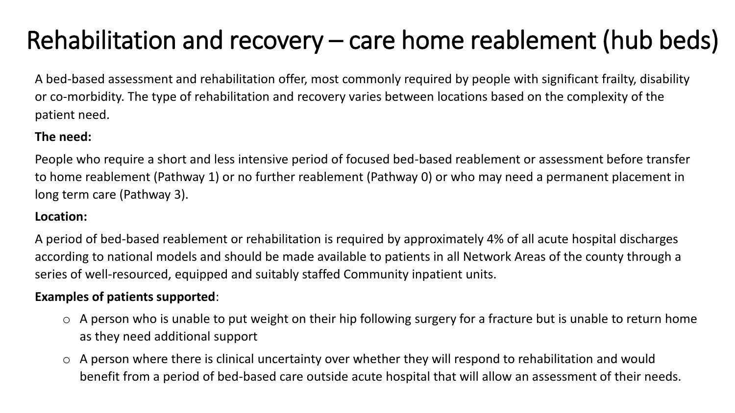# Rehabilitation and recovery – care home reablement (hub beds)

A bed-based assessment and rehabilitation offer, most commonly required by people with significant frailty, disability or co-morbidity. The type of rehabilitation and recovery varies between locations based on the complexity of the patient need.

**The need:**

People who require a short and less intensive period of focused bed-based reablement or assessment before transfer to home reablement (Pathway 1) or no further reablement (Pathway 0) or who may need a permanent placement in long term care (Pathway 3).

**Location:**

A period of bed-based reablement or rehabilitation is required by approximately 4% of all acute hospital discharges according to national models and should be made available to patients in all Network Areas of the county through a series of well-resourced, equipped and suitably staffed Community inpatient units.

**Examples of patients supported**:

- A person who is unable to put weight on their hip following surgery for a fracture but is unable to return home as they need additional support
- A person where there is clinical uncertainty over whether they will respond to rehabilitation and would benefit from a period of bed-based care outside acute hospital that will allow an assessment of their needs.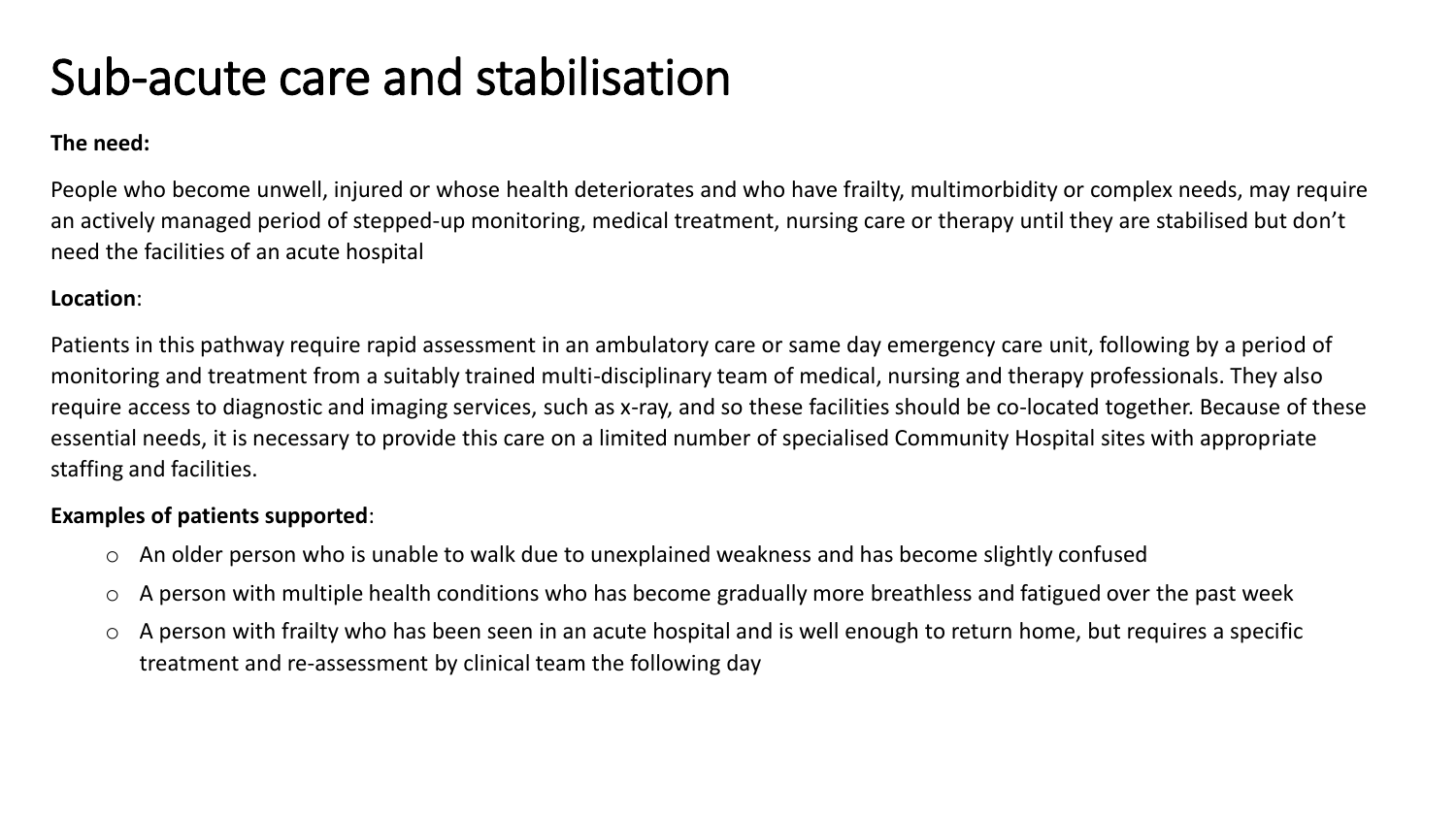# Sub-acute care and stabilisation

**The need:**

People who become unwell, injured or whose health deteriorates and who have frailty, multimorbidity or complex needs, may require an actively managed period of stepped-up monitoring, medical treatment, nursing care or therapy until they are stabilised but don't need the facilities of an acute hospital

**Location**:

Patients in this pathway require rapid assessment in an ambulatory care or same day emergency care unit, following by a period of monitoring and treatment from a suitably trained multi-disciplinary team of medical, nursing and therapy professionals. They also require access to diagnostic and imaging services, such as x-ray, and so these facilities should be co-located together. Because of these essential needs, it is necessary to provide this care on a limited number of specialised Community Hospital sites with appropriate staffing and facilities.

**Examples of patients supported**:

- An older person who is unable to walk due to unexplained weakness and has become slightly confused
- A person with multiple health conditions who has become gradually more breathless and fatigued over the past week
- A person with frailty who has been seen in an acute hospital and is well enough to return home, but requires a specific treatment and re-assessment by clinical team the following day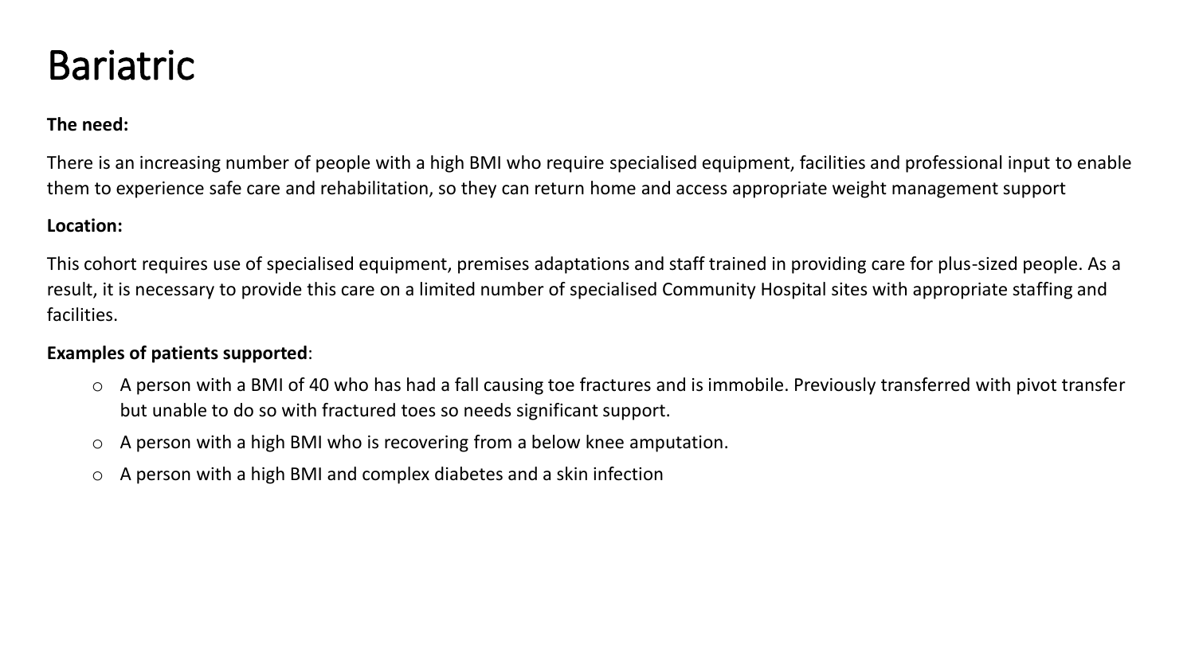# Bariatric

**The need:**

There is an increasing number of people with a high BMI who require specialised equipment, facilities and professional input to enable them to experience safe care and rehabilitation, so they can return home and access appropriate weight management support

**Location:**

This cohort requires use of specialised equipment, premises adaptations and staff trained in providing care for plus-sized people. As a result, it is necessary to provide this care on a limited number of specialised Community Hospital sites with appropriate staffing and facilities.

**Examples of patients supported**:

- A person with a BMI of 40 who has had a fall causing toe fractures and is immobile. Previously transferred with pivot transfer but unable to do so with fractured toes so needs significant support.
- A person with a high BMI who is recovering from a below knee amputation.
- A person with a high BMI and complex diabetes and a skin infection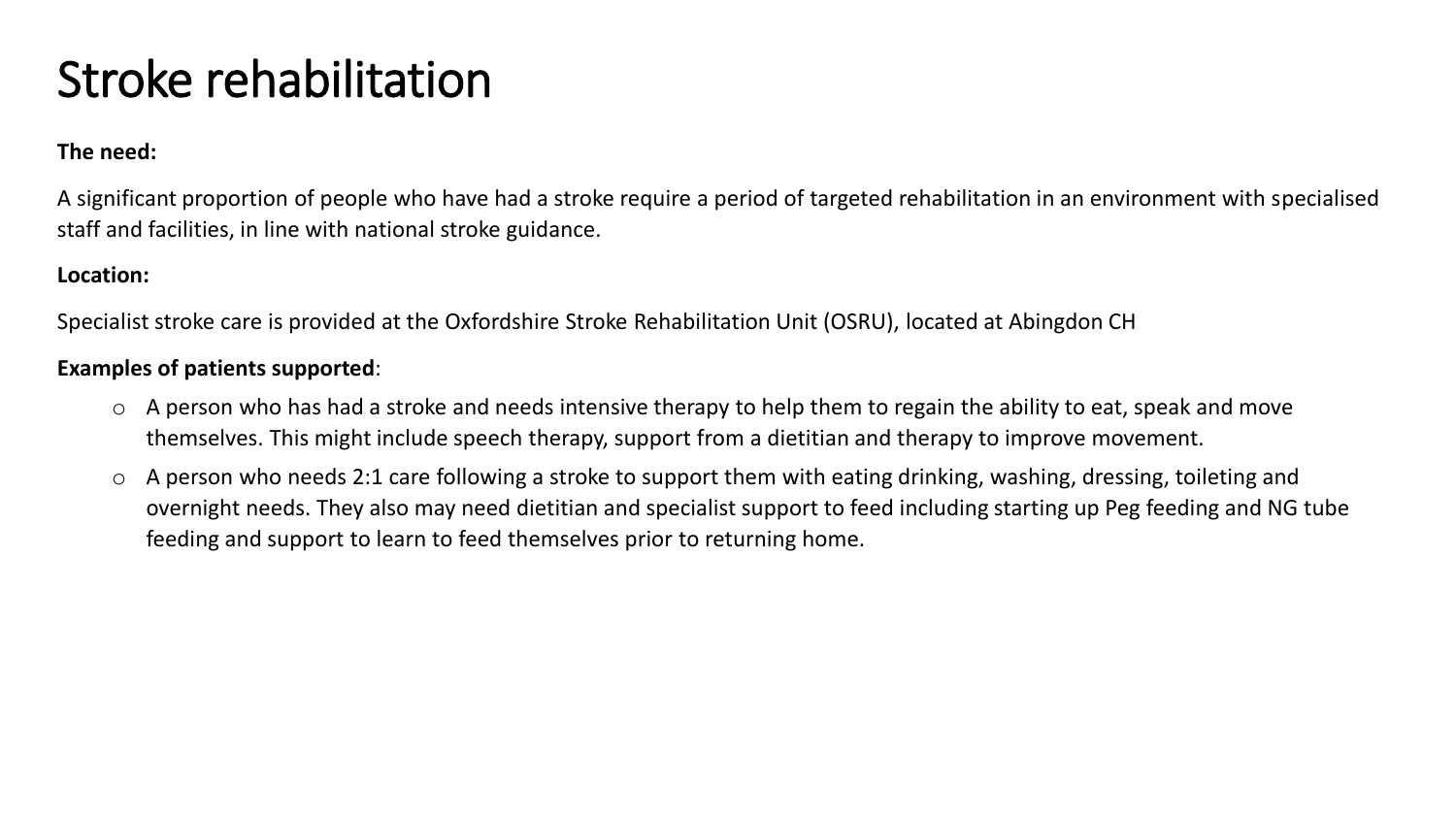# Stroke rehabilitation

**The need:**

A significant proportion of people who have had a stroke require a period of targeted rehabilitation in an environment with specialised staff and facilities, in line with national stroke guidance.

**Location:**

Specialist stroke care is provided at the Oxfordshire Stroke Rehabilitation Unit (OSRU), located at Abingdon CH

**Examples of patients supported**:

- A person who has had a stroke and needs intensive therapy to help them to regain the ability to eat, speak and move themselves. This might include speech therapy, support from a dietitian and therapy to improve movement.
- A person who needs 2:1 care following a stroke to support them with eating drinking, washing, dressing, toileting and overnight needs. They also may need dietitian and specialist support to feed including starting up Peg feeding and NG tube feeding and support to learn to feed themselves prior to returning home.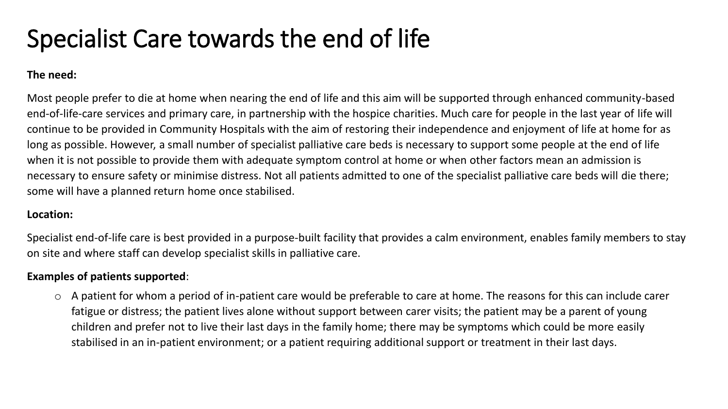# Specialist Care towards the end of life

**The need:**

Most people prefer to die at home when nearing the end of life and this aim will be supported through enhanced community-based end-of-life-care services and primary care, in partnership with the hospice charities. Much care for people in the last year of life will continue to be provided in Community Hospitals with the aim of restoring their independence and enjoyment of life at home for as long as possible. However, a small number of specialist palliative care beds is necessary to support some people at the end of life when it is not possible to provide them with adequate symptom control at home or when other factors mean an admission is necessary to ensure safety or minimise distress. Not all patients admitted to one of the specialist palliative care beds will die there; some will have a planned return home once stabilised.

**Location:**

Specialist end-of-life care is best provided in a purpose-built facility that provides a calm environment, enables family members to stay on site and where staff can develop specialist skills in palliative care.

**Examples of patients supported**:

- A patient for whom a period of in-patient care would be preferable to care at home. The reasons for this can include carer fatigue or distress; the patient lives alone without support between carer visits; the patient may be a parent of young children and prefer not to live their last days in the family home; there may be symptoms which could be more easily stabilised in an in-patient environment; or a patient requiring additional support or treatment in their last days.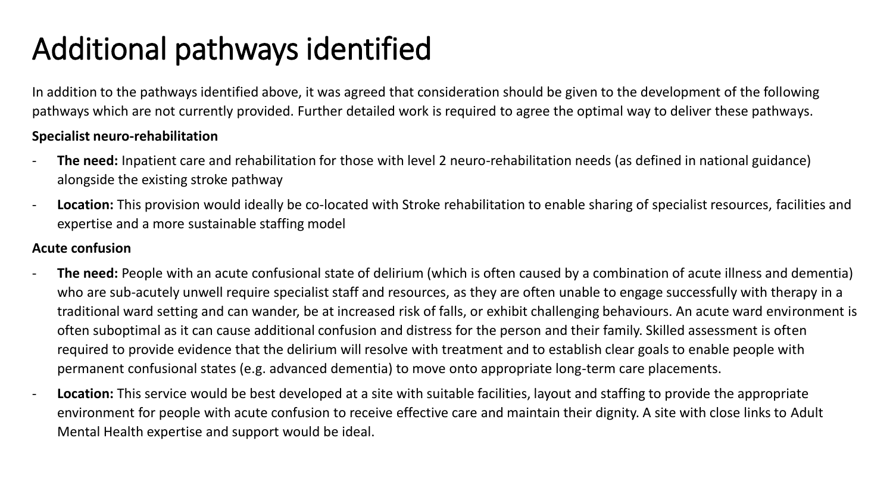# Additional pathways identified

In addition to the pathways identified above, it was agreed that consideration should be given to the development of the following pathways which are not currently provided. Further detailed work is required to agree the optimal way to deliver these pathways.

**Specialist neuro-rehabilitation**

- **The need:** Inpatient care and rehabilitation for those with level 2 neuro-rehabilitation needs (as defined in national guidance) alongside the existing stroke pathway
- **Location:** This provision would ideally be co-located with Stroke rehabilitation to enable sharing of specialist resources, facilities and expertise and a more sustainable staffing model

**Acute confusion**

- **The need:** People with an acute confusional state of delirium (which is often caused by a combination of acute illness and dementia) who are sub-acutely unwell require specialist staff and resources, as they are often unable to engage successfully with therapy in a traditional ward setting and can wander, be at increased risk of falls, or exhibit challenging behaviours. An acute ward environment is often suboptimal as it can cause additional confusion and distress for the person and their family. Skilled assessment is often required to provide evidence that the delirium will resolve with treatment and to establish clear goals to enable people with permanent confusional states (e.g. advanced dementia) to move onto appropriate long-term care placements.
- **Location:** This service would be best developed at a site with suitable facilities, layout and staffing to provide the appropriate environment for people with acute confusion to receive effective care and maintain their dignity. A site with close links to Adult Mental Health expertise and support would be ideal.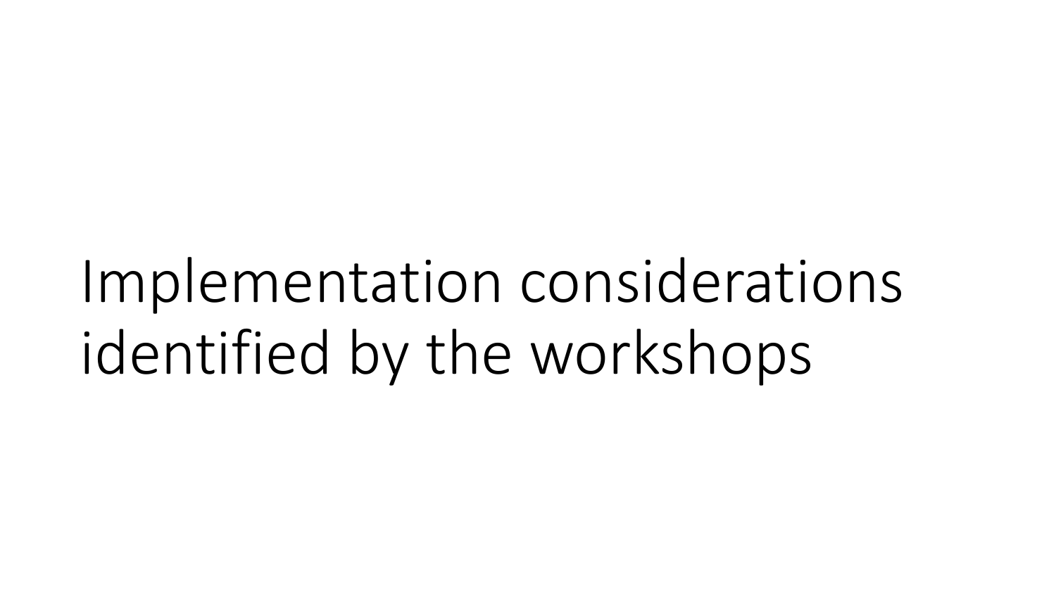# Implementation considerations identified by the workshops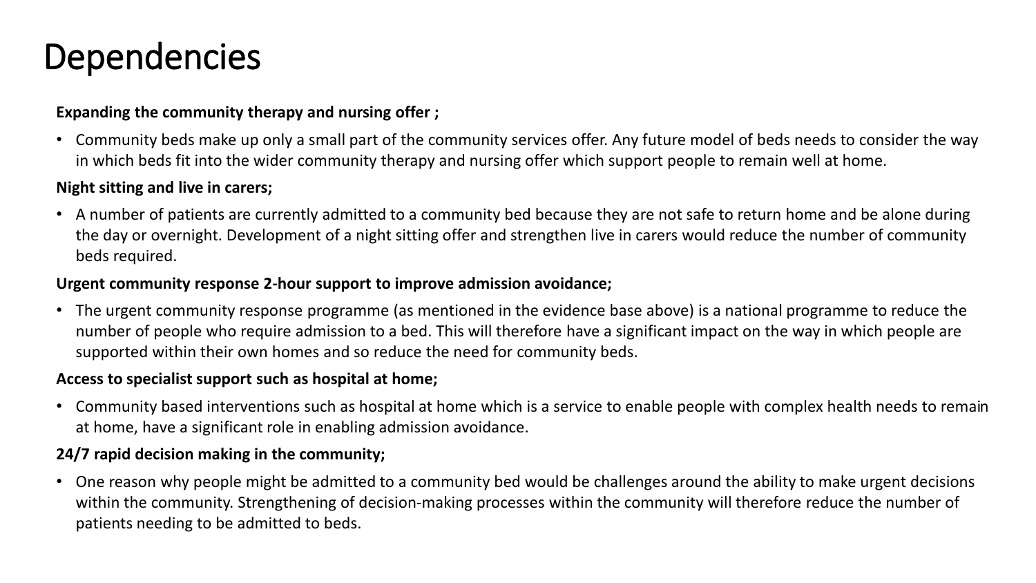# Dependencies

**Expanding the community therapy and nursing offer ;**

- Community beds make up only a small part of the community services offer. Any future model of beds needs to consider the way in which beds fit into the wider community therapy and nursing offer which support people to remain well at home.

**Night sitting and live in carers;**

- A number of patients are currently admitted to a community bed because they are not safe to return home and be alone during the day or overnight. Development of a night sitting offer and strengthen live in carers would reduce the number of community beds required.

**Urgent community response 2-hour support to improve admission avoidance;**

- The urgent community response programme (as mentioned in the evidence base above) is a national programme to reduce the number of people who require admission to a bed. This will therefore have a significant impact on the way in which people are supported within their own homes and so reduce the need for community beds.

**Access to specialist support such as hospital at home;**

- Community based interventions such as hospital at home which is a service to enable people with complex health needs to remain at home, have a significant role in enabling admission avoidance.

**24/7 rapid decision making in the community;**

- One reason why people might be admitted to a community bed would be challenges around the ability to make urgent decisions within the community. Strengthening of decision-making processes within the community will therefore reduce the number of patients needing to be admitted to beds.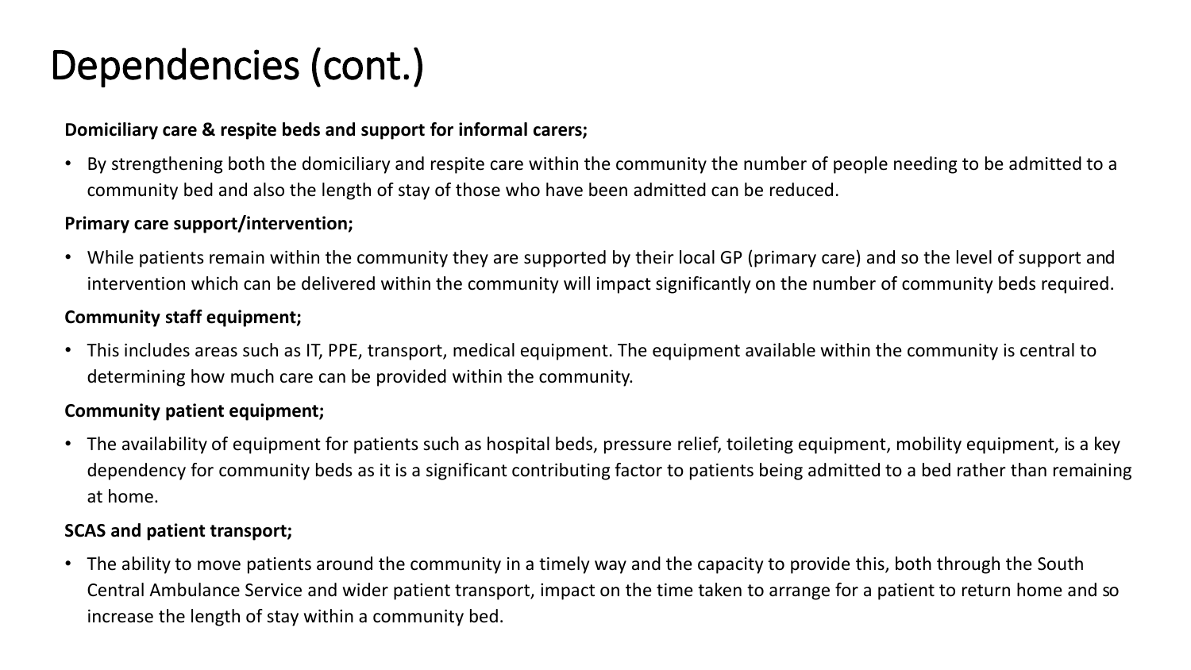# Dependencies (cont.)

**Domiciliary care & respite beds and support for informal carers;**

- By strengthening both the domiciliary and respite care within the community the number of people needing to be admitted to a community bed and also the length of stay of those who have been admitted can be reduced.

**Primary care support/intervention;**

- While patients remain within the community they are supported by their local GP (primary care) and so the level of support and intervention which can be delivered within the community will impact significantly on the number of community beds required.

**Community staff equipment;**

- This includes areas such as IT, PPE, transport, medical equipment. The equipment available within the community is central to determining how much care can be provided within the community.

**Community patient equipment;**

- The availability of equipment for patients such as hospital beds, pressure relief, toileting equipment, mobility equipment, is a key dependency for community beds as it is a significant contributing factor to patients being admitted to a bed rather than remaining at home.

**SCAS and patient transport;**

- The ability to move patients around the community in a timely way and the capacity to provide this, both through the South Central Ambulance Service and wider patient transport, impact on the time taken to arrange for a patient to return home and so increase the length of stay within a community bed.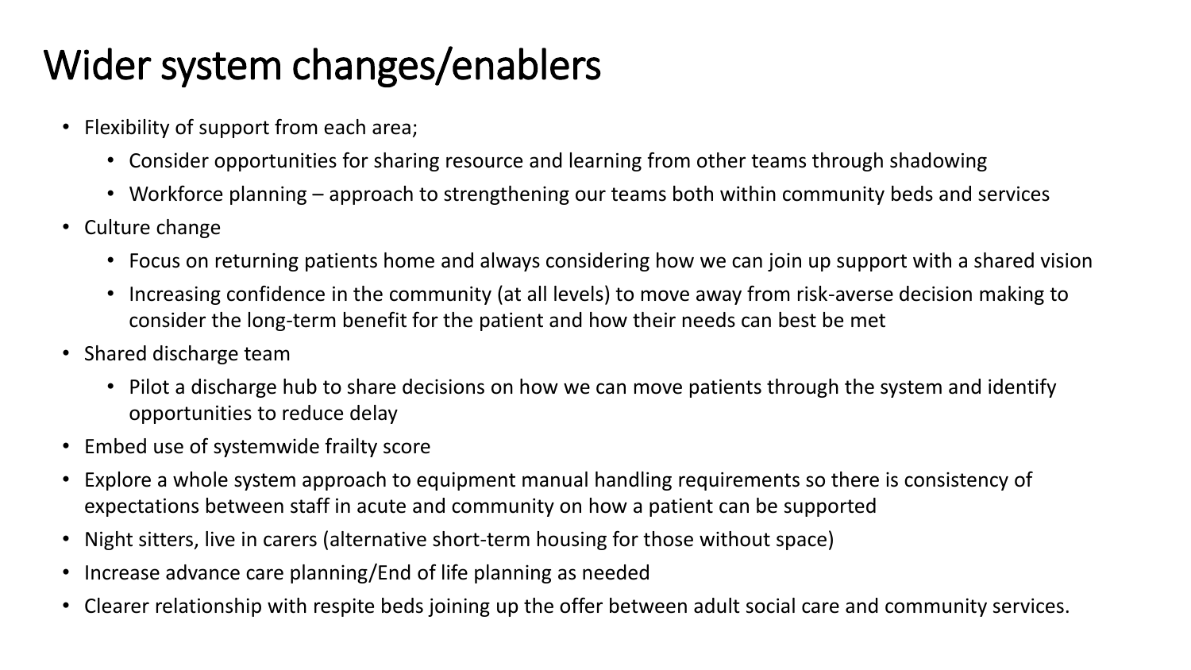# Wider system changes/enablers

- Flexibility of support from each area;
  - Consider opportunities for sharing resource and learning from other teams through shadowing
  - Workforce planning – approach to strengthening our teams both within community beds and services
- Culture change
  - Focus on returning patients home and always considering how we can join up support with a shared vision
  - Increasing confidence in the community (at all levels) to move away from risk-averse decision making to consider the long-term benefit for the patient and how their needs can best be met
- Shared discharge team
  - Pilot a discharge hub to share decisions on how we can move patients through the system and identify opportunities to reduce delay
- Embed use of systemwide frailty score
- Explore a whole system approach to equipment manual handling requirements so there is consistency of expectations between staff in acute and community on how a patient can be supported
- Night sitters, live in carers (alternative short-term housing for those without space)
- Increase advance care planning/End of life planning as needed
- Clearer relationship with respite beds joining up the offer between adult social care and community services.